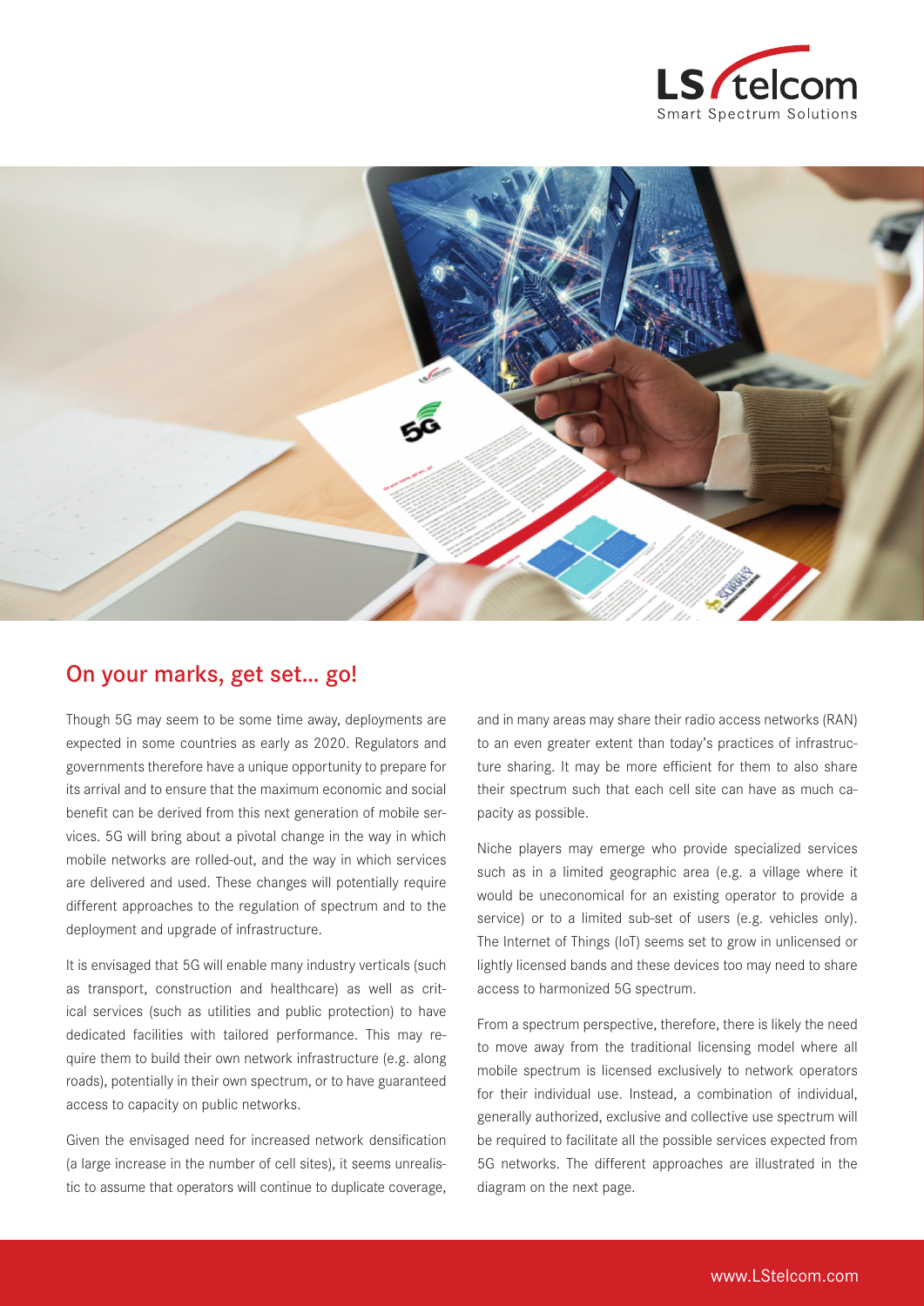## On your marks, get set... go!

Though 5G may seem to be some time away, deployments are expected in some countries as early as 2020. Regulators and governments therefore have a unique opportunity to prepare for its arrival and to ensure that the maximum economic and social benefit can be derived from this next generation of mobile services. 5G will bring about a pivotal change in the way in which mobile networks are rolled-out, and the way in which services are delivered and used. These changes will potentially require different approaches to the regulation of spectrum and to the deployment and upgrade of infrastructure.

It is envisaged that 5G will enable many industry verticals (such as transport, construction and healthcare) as well as critical services (such as utilities and public protection) to have dedicated facilities with tailored performance. This may require them to build their own network infrastructure (e.g. along roads), potentially in their own spectrum, or to have guaranteed access to capacity on public networks.

Given the envisaged need for increased network densification (a large increase in the number of cell sites), it seems unrealistic to assume that operators will continue to duplicate coverage, and in many areas may share their radio access networks (RAN) to an even greater extent than today's practices of infrastructure sharing. It may be more efficient for them to also share their spectrum such that each cell site can have as much capacity as possible.

Niche players may emerge who provide specialized services such as in a limited geographic area (e.g. a village where it would be uneconomical for an existing operator to provide a service) or to a limited sub-set of users (e.g. vehicles only). The Internet of Things (IoT) seems set to grow in unlicensed or lightly licensed bands and these devices too may need to share access to harmonized 5G spectrum.

From a spectrum perspective, therefore, there is likely the need to move away from the traditional licensing model where all mobile spectrum is licensed exclusively to network operators for their individual use. Instead, a combination of individual, generally authorized, exclusive and collective use spectrum will be required to facilitate all the possible services expected from 5G networks. The different approaches are illustrated in the diagram on the next page.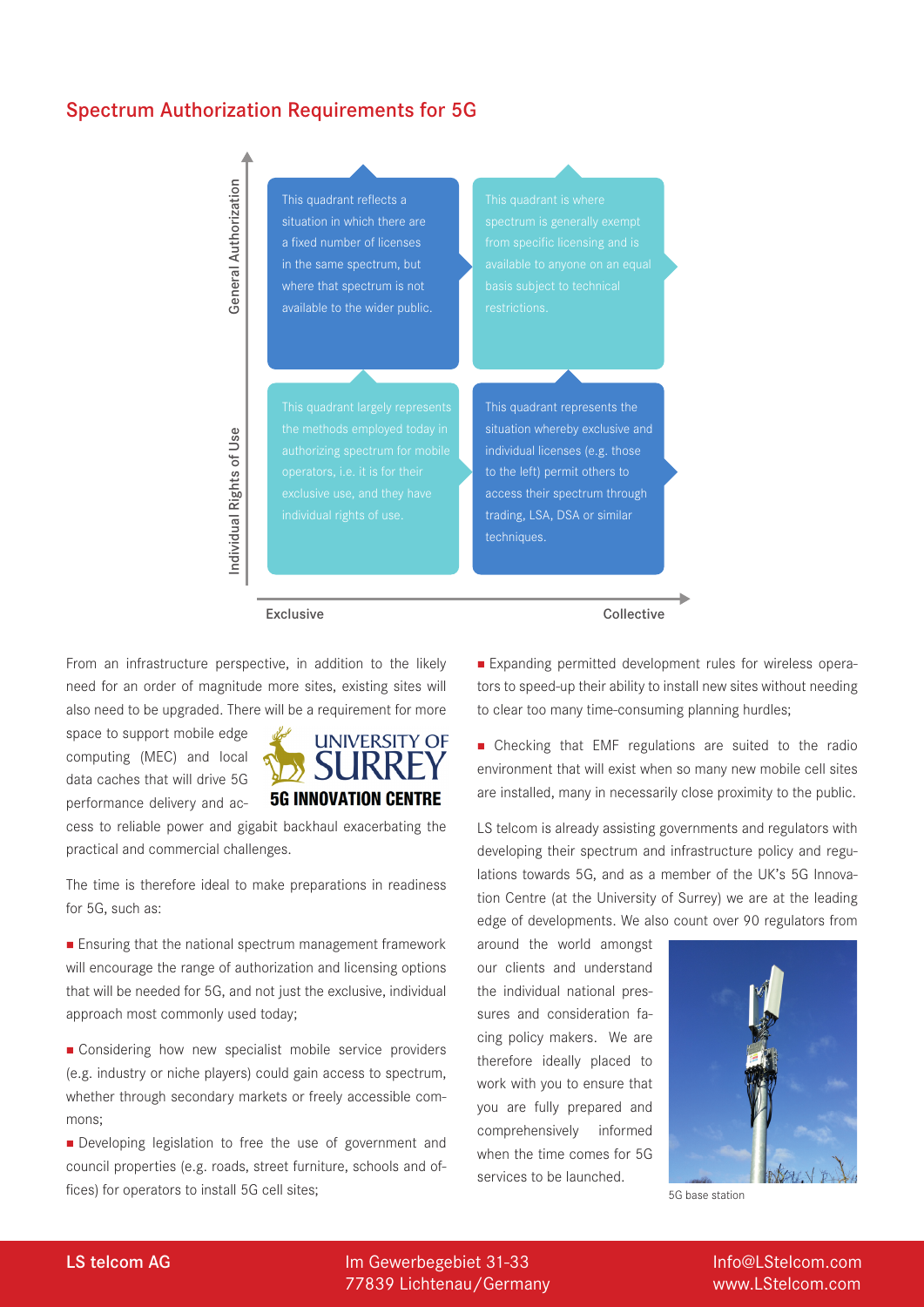## Spectrum Authorization Requirements for 5G

General Authorization

Individual Rights of Use

This quadrant reflects a situation in which there are a fixed number of licenses in the same spectrum, but where that spectrum is not available to the wider public.

This quadrant is where spectrum is generally exempt from specific licensing and is available to anyone on an equal basis subject to technical restrictions.

This quadrant largely represents the methods employed today in authorizing spectrum for mobile operators, i.e. it is for their exclusive use, and they have individual rights of use.

This quadrant represents the situation whereby exclusive and individual licenses (e.g. those to the left) permit others to access their spectrum through trading, LSA, DSA or similar techniques.

Exclusive

Collective

From an infrastructure perspective, in addition to the likely need for an order of magnitude more sites, existing sites will also need to be upgraded. There will be a requirement for more space to support mobile edge computing (MEC) and local data caches that will drive 5G performance delivery and access to reliable power and gigabit backhaul exacerbating the practical and commercial challenges.

UNIVERSITY OF SURREY
5G INNOVATION CENTRE

The time is therefore ideal to make preparations in readiness for 5G, such as:

- Ensuring that the national spectrum management framework will encourage the range of authorization and licensing options that will be needed for 5G, and not just the exclusive, individual approach most commonly used today;
- Considering how new specialist mobile service providers (e.g. industry or niche players) could gain access to spectrum, whether through secondary markets or freely accessible commons;
- Developing legislation to free the use of government and council properties (e.g. roads, street furniture, schools and offices) for operators to install 5G cell sites;
- Expanding permitted development rules for wireless operators to speed-up their ability to install new sites without needing to clear too many time-consuming planning hurdles;
- Checking that EMF regulations are suited to the radio environment that will exist when so many new mobile cell sites are installed, many in necessarily close proximity to the public.

LS telcom is already assisting governments and regulators with developing their spectrum and infrastructure policy and regulations towards 5G, and as a member of the UK's 5G Innovation Centre (at the University of Surrey) we are at the leading edge of developments. We also count over 90 regulators from around the world amongst our clients and understand the individual national pressures and consideration facing policy makers. We are therefore ideally placed to work with you to ensure that you are fully prepared and comprehensively informed when the time comes for 5G services to be launched.

5G base station

**LS telcom AG**
Im Gewerbegebiet 31-33
77839 Lichtenau/Germany
Info@LStelcom.com
www.LStelcom.com